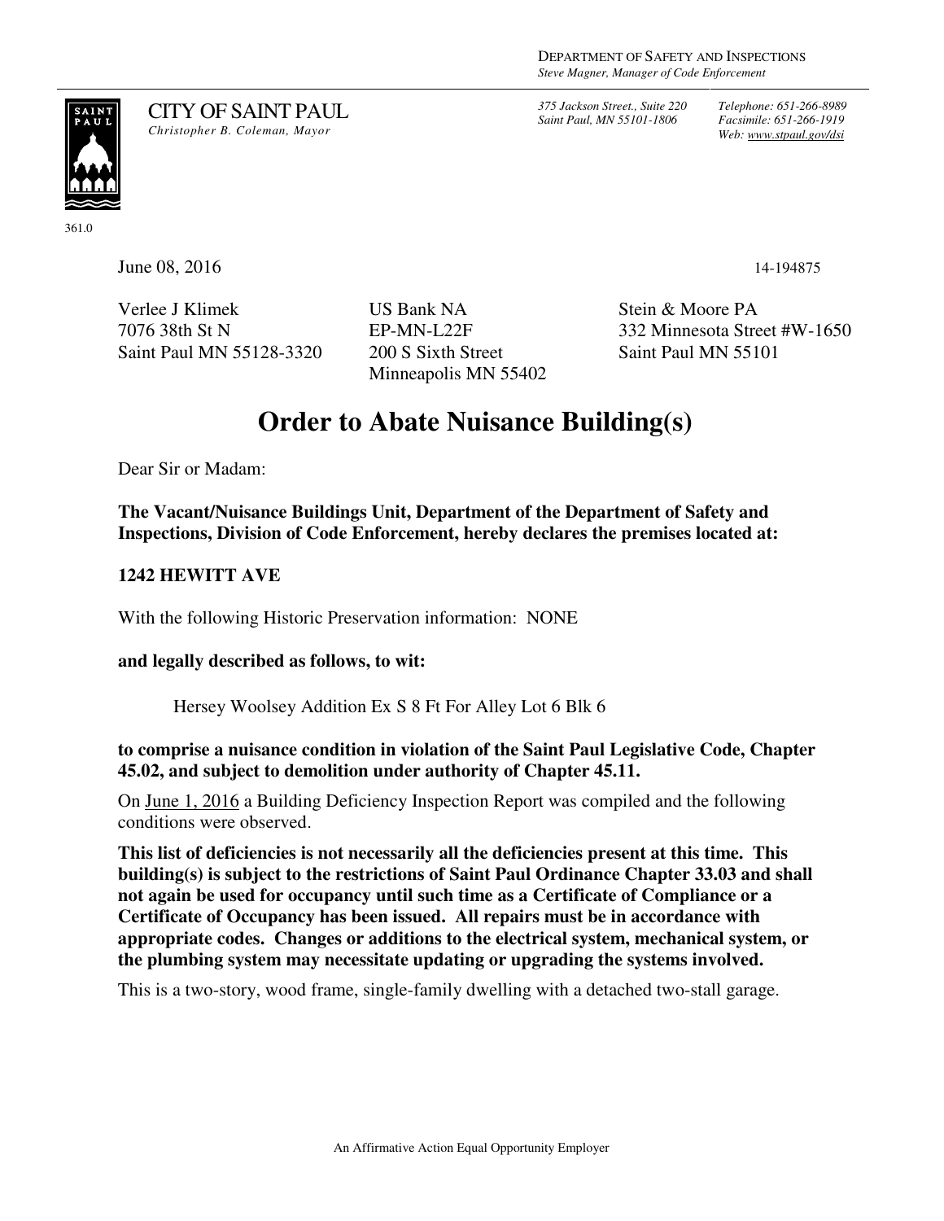DEPARTMENT OF SAFETY AND INSPECTIONS
*Steve Magner, Manager of Code Enforcement*

CITY OF SAINT PAUL
*Christopher B. Coleman, Mayor*

*375 Jackson Street., Suite 220*
*Saint Paul, MN 55101-1806*

*Telephone: 651-266-8989*
*Facsimile: 651-266-1919*
*Web: www.stpaul.gov/dsi*

361.0

June 08, 2016

14-194875

Verlee J Klimek
7076 38th St N
Saint Paul MN 55128-3320

US Bank NA
EP-MN-L22F
200 S Sixth Street
Minneapolis MN 55402

Stein & Moore PA
332 Minnesota Street #W-1650
Saint Paul MN 55101

# Order to Abate Nuisance Building(s)

Dear Sir or Madam:

**The Vacant/Nuisance Buildings Unit, Department of the Department of Safety and Inspections, Division of Code Enforcement, hereby declares the premises located at:**

**1242 HEWITT AVE**

With the following Historic Preservation information: NONE

**and legally described as follows, to wit:**

Hersey Woolsey Addition Ex S 8 Ft For Alley Lot 6 Blk 6

**to comprise a nuisance condition in violation of the Saint Paul Legislative Code, Chapter 45.02, and subject to demolition under authority of Chapter 45.11.**

On June 1, 2016 a Building Deficiency Inspection Report was compiled and the following conditions were observed.

**This list of deficiencies is not necessarily all the deficiencies present at this time. This building(s) is subject to the restrictions of Saint Paul Ordinance Chapter 33.03 and shall not again be used for occupancy until such time as a Certificate of Compliance or a Certificate of Occupancy has been issued. All repairs must be in accordance with appropriate codes. Changes or additions to the electrical system, mechanical system, or the plumbing system may necessitate updating or upgrading the systems involved.**

This is a two-story, wood frame, single-family dwelling with a detached two-stall garage.

An Affirmative Action Equal Opportunity Employer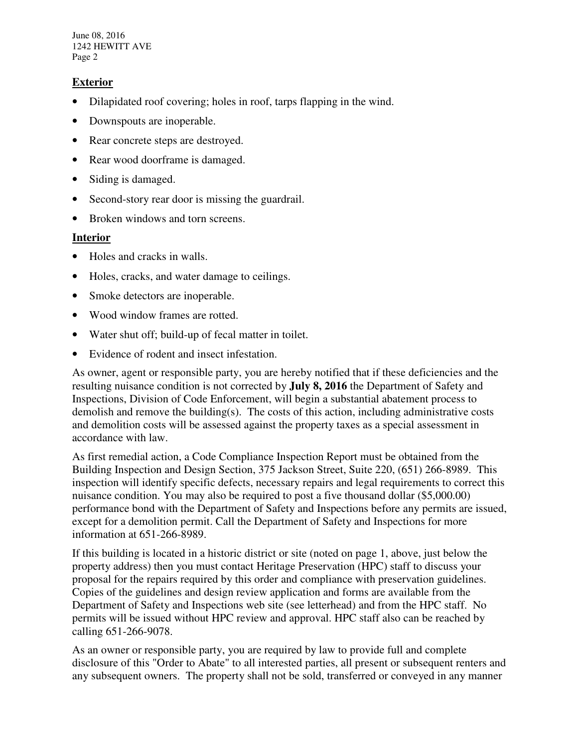**Exterior**

- Dilapidated roof covering; holes in roof, tarps flapping in the wind.
- Downspouts are inoperable.
- Rear concrete steps are destroyed.
- Rear wood doorframe is damaged.
- Siding is damaged.
- Second-story rear door is missing the guardrail.
- Broken windows and torn screens.

**Interior**

- Holes and cracks in walls.
- Holes, cracks, and water damage to ceilings.
- Smoke detectors are inoperable.
- Wood window frames are rotted.
- Water shut off; build-up of fecal matter in toilet.
- Evidence of rodent and insect infestation.

As owner, agent or responsible party, you are hereby notified that if these deficiencies and the resulting nuisance condition is not corrected by **July 8, 2016** the Department of Safety and Inspections, Division of Code Enforcement, will begin a substantial abatement process to demolish and remove the building(s). The costs of this action, including administrative costs and demolition costs will be assessed against the property taxes as a special assessment in accordance with law.

As first remedial action, a Code Compliance Inspection Report must be obtained from the Building Inspection and Design Section, 375 Jackson Street, Suite 220, (651) 266-8989. This inspection will identify specific defects, necessary repairs and legal requirements to correct this nuisance condition. You may also be required to post a five thousand dollar ($5,000.00) performance bond with the Department of Safety and Inspections before any permits are issued, except for a demolition permit. Call the Department of Safety and Inspections for more information at 651-266-8989.

If this building is located in a historic district or site (noted on page 1, above, just below the property address) then you must contact Heritage Preservation (HPC) staff to discuss your proposal for the repairs required by this order and compliance with preservation guidelines. Copies of the guidelines and design review application and forms are available from the Department of Safety and Inspections web site (see letterhead) and from the HPC staff. No permits will be issued without HPC review and approval. HPC staff also can be reached by calling 651-266-9078.

As an owner or responsible party, you are required by law to provide full and complete disclosure of this "Order to Abate" to all interested parties, all present or subsequent renters and any subsequent owners. The property shall not be sold, transferred or conveyed in any manner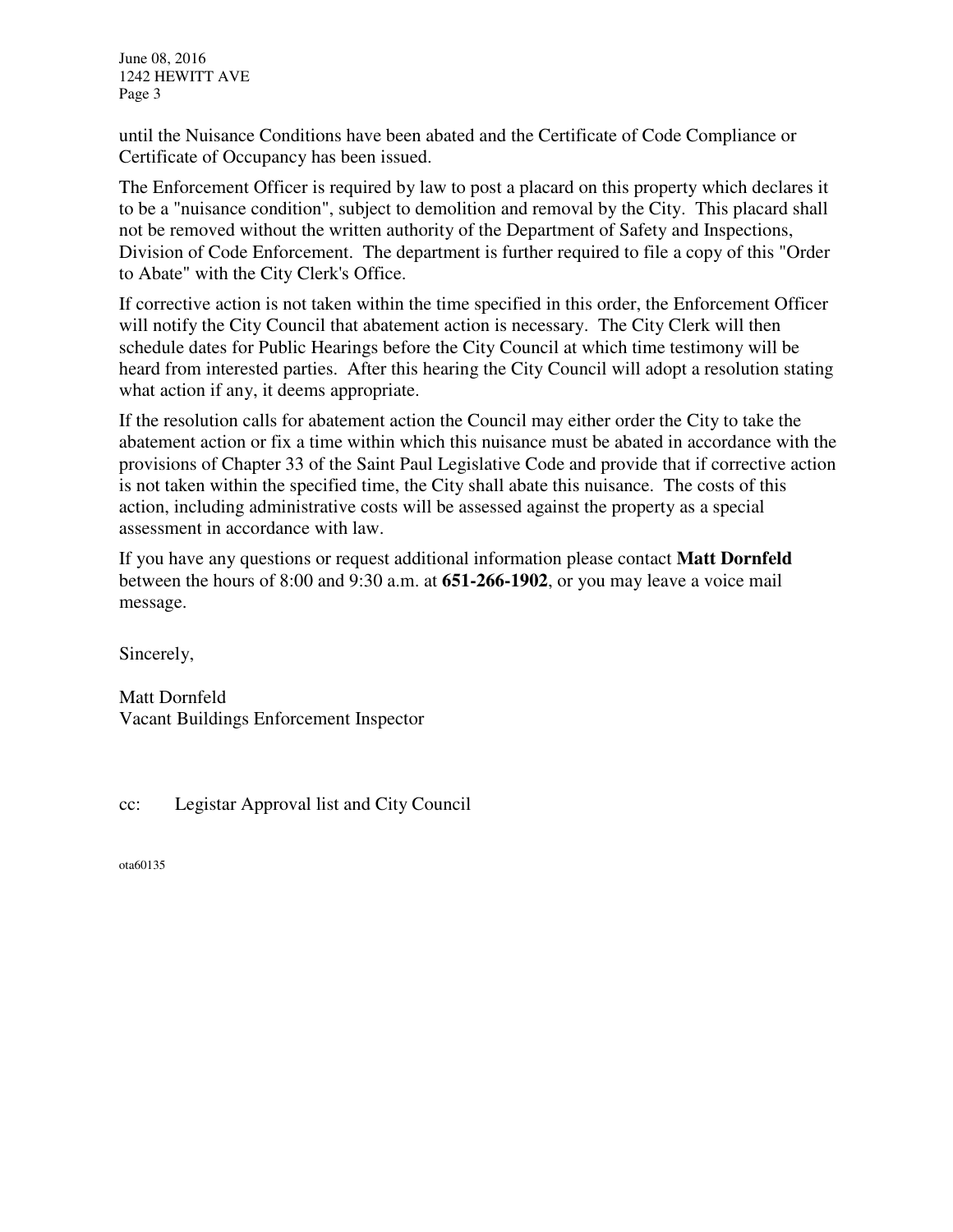until the Nuisance Conditions have been abated and the Certificate of Code Compliance or Certificate of Occupancy has been issued.

The Enforcement Officer is required by law to post a placard on this property which declares it to be a "nuisance condition", subject to demolition and removal by the City. This placard shall not be removed without the written authority of the Department of Safety and Inspections, Division of Code Enforcement. The department is further required to file a copy of this "Order to Abate" with the City Clerk's Office.

If corrective action is not taken within the time specified in this order, the Enforcement Officer will notify the City Council that abatement action is necessary. The City Clerk will then schedule dates for Public Hearings before the City Council at which time testimony will be heard from interested parties. After this hearing the City Council will adopt a resolution stating what action if any, it deems appropriate.

If the resolution calls for abatement action the Council may either order the City to take the abatement action or fix a time within which this nuisance must be abated in accordance with the provisions of Chapter 33 of the Saint Paul Legislative Code and provide that if corrective action is not taken within the specified time, the City shall abate this nuisance. The costs of this action, including administrative costs will be assessed against the property as a special assessment in accordance with law.

If you have any questions or request additional information please contact **Matt Dornfeld** between the hours of 8:00 and 9:30 a.m. at **651-266-1902**, or you may leave a voice mail message.

Sincerely,

Matt Dornfeld
Vacant Buildings Enforcement Inspector

cc: Legistar Approval list and City Council

ota60135